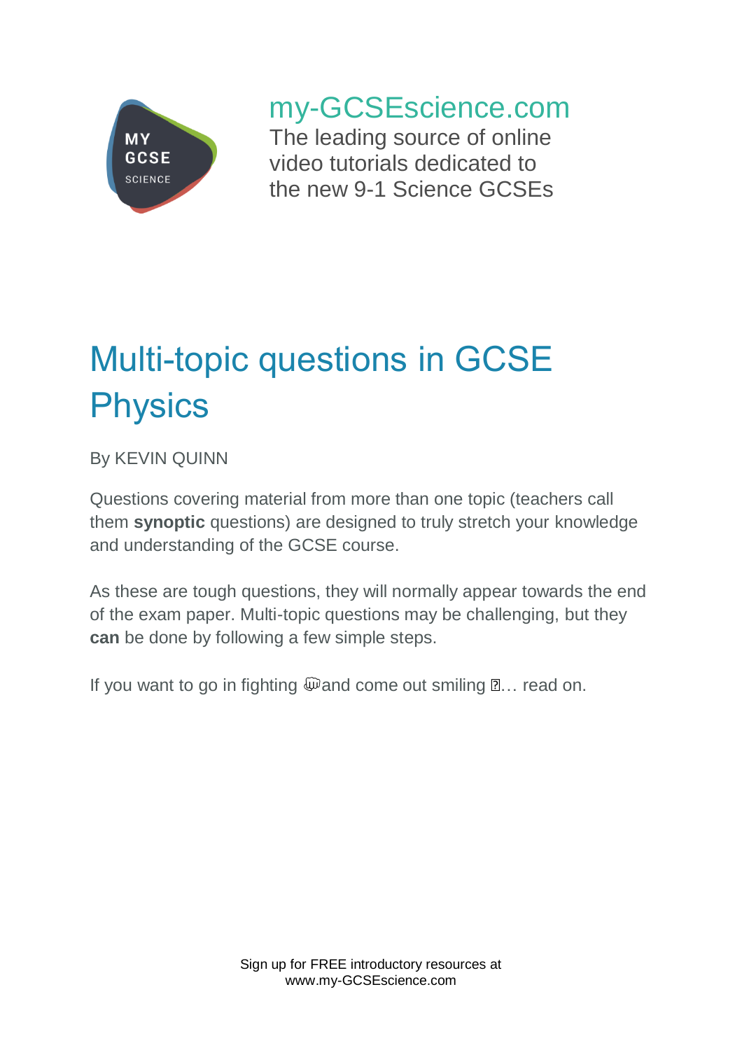my-GCSEscience.com

The leading source of online video tutorials dedicated to the new 9-1 Science GCSEs

# Multi-topic questions in GCSE Physics

By KEVIN QUINN

Questions covering material from more than one topic (teachers call them **synoptic** questions) are designed to truly stretch your knowledge and understanding of the GCSE course.

As these are tough questions, they will normally appear towards the end of the exam paper. Multi-topic questions may be challenging, but they **can** be done by following a few simple steps.

If you want to go in fighting 👊and come out smiling 😊… read on.

Sign up for FREE introductory resources at www.my-GCSEscience.com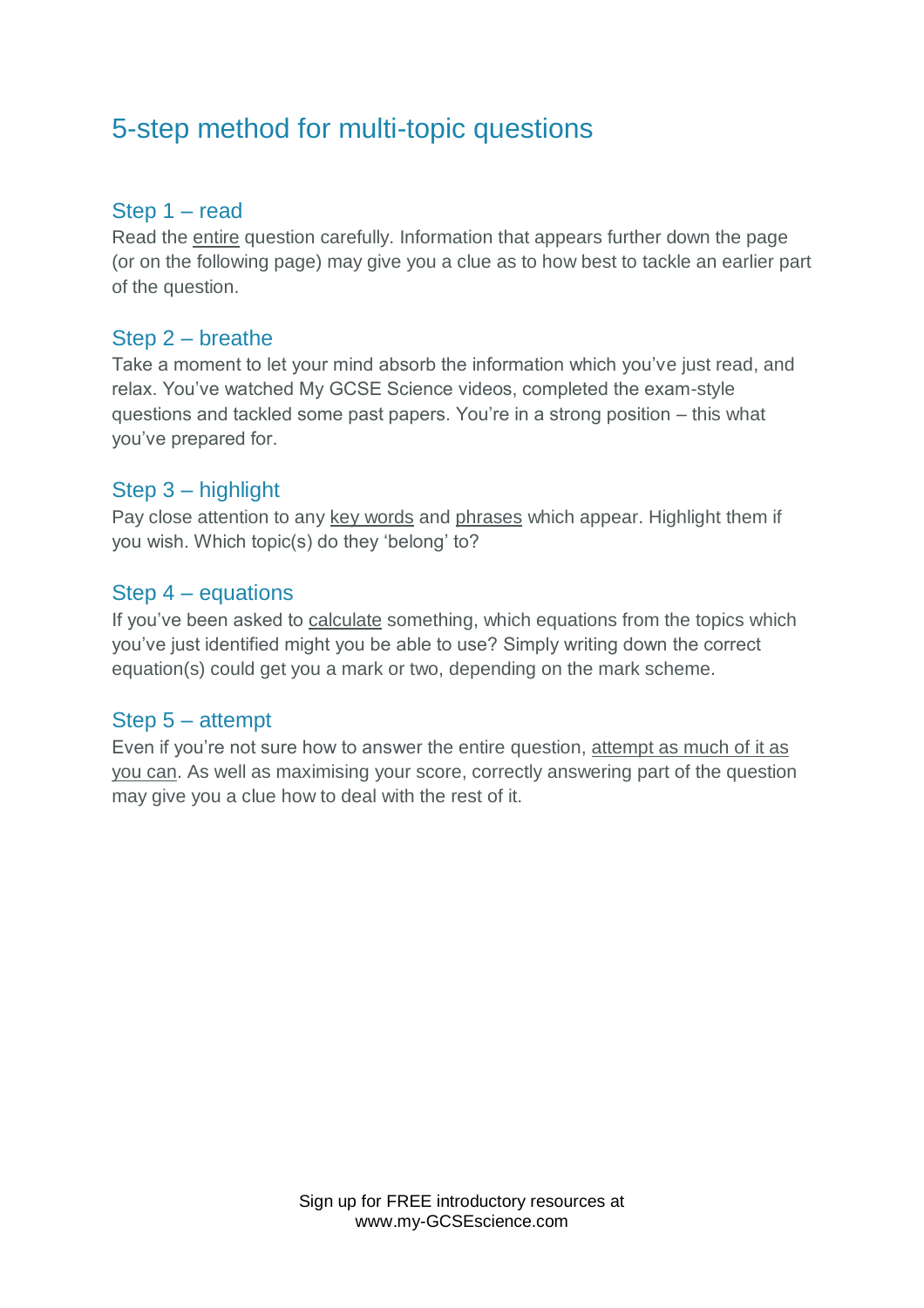# 5-step method for multi-topic questions

## Step 1 – read

Read the entire question carefully. Information that appears further down the page (or on the following page) may give you a clue as to how best to tackle an earlier part of the question.

## Step 2 – breathe

Take a moment to let your mind absorb the information which you've just read, and relax. You've watched My GCSE Science videos, completed the exam-style questions and tackled some past papers. You're in a strong position – this what you've prepared for.

## Step 3 – highlight

Pay close attention to any key words and phrases which appear. Highlight them if you wish. Which topic(s) do they 'belong' to?

## Step 4 – equations

If you've been asked to calculate something, which equations from the topics which you've just identified might you be able to use? Simply writing down the correct equation(s) could get you a mark or two, depending on the mark scheme.

## Step 5 – attempt

Even if you're not sure how to answer the entire question, attempt as much of it as you can. As well as maximising your score, correctly answering part of the question may give you a clue how to deal with the rest of it.

Sign up for FREE introductory resources at
www.my-GCSEscience.com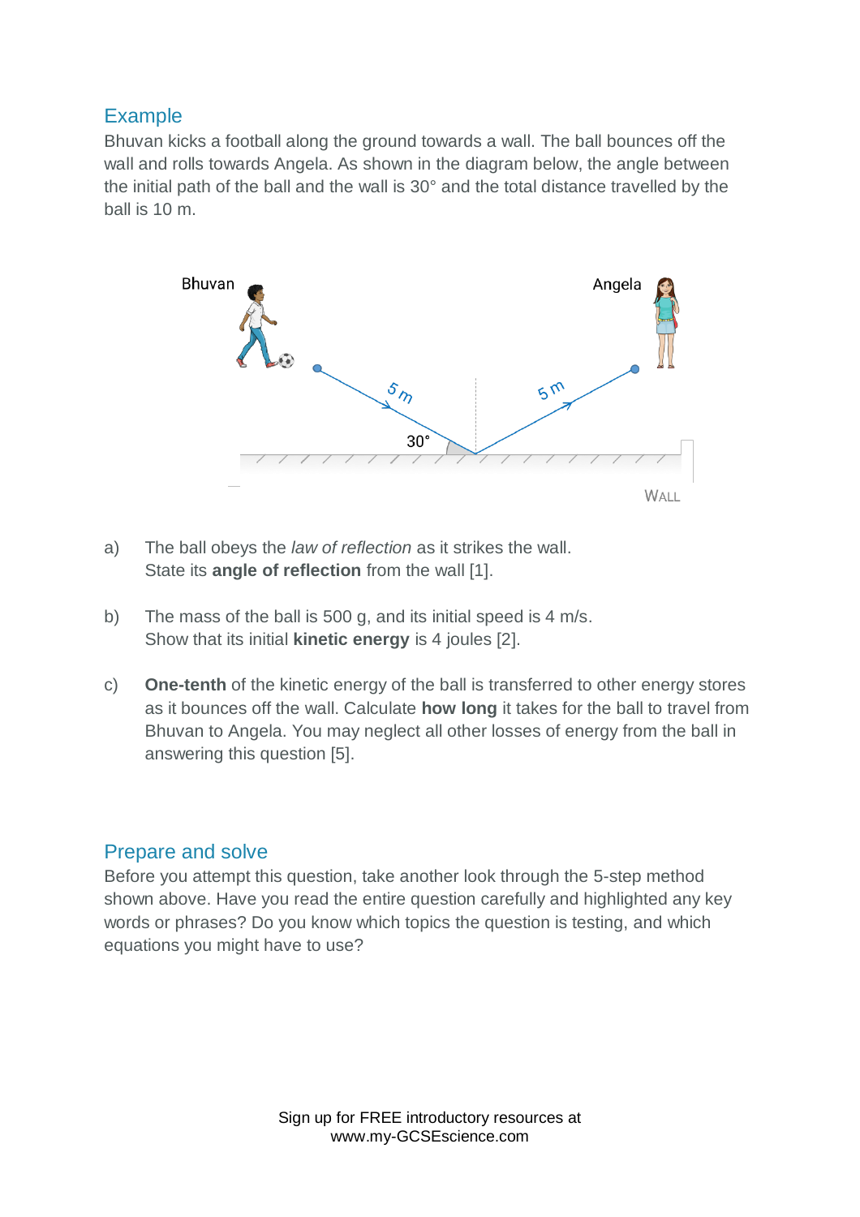## Example

Bhuvan kicks a football along the ground towards a wall. The ball bounces off the wall and rolls towards Angela. As shown in the diagram below, the angle between the initial path of the ball and the wall is 30° and the total distance travelled by the ball is 10 m.

a) The ball obeys the *law of reflection* as it strikes the wall. State its **angle of reflection** from the wall [1].

b) The mass of the ball is 500 g, and its initial speed is 4 m/s. Show that its initial **kinetic energy** is 4 joules [2].

c) **One-tenth** of the kinetic energy of the ball is transferred to other energy stores as it bounces off the wall. Calculate **how long** it takes for the ball to travel from Bhuvan to Angela. You may neglect all other losses of energy from the ball in answering this question [5].

## Prepare and solve

Before you attempt this question, take another look through the 5-step method shown above. Have you read the entire question carefully and highlighted any key words or phrases? Do you know which topics the question is testing, and which equations you might have to use?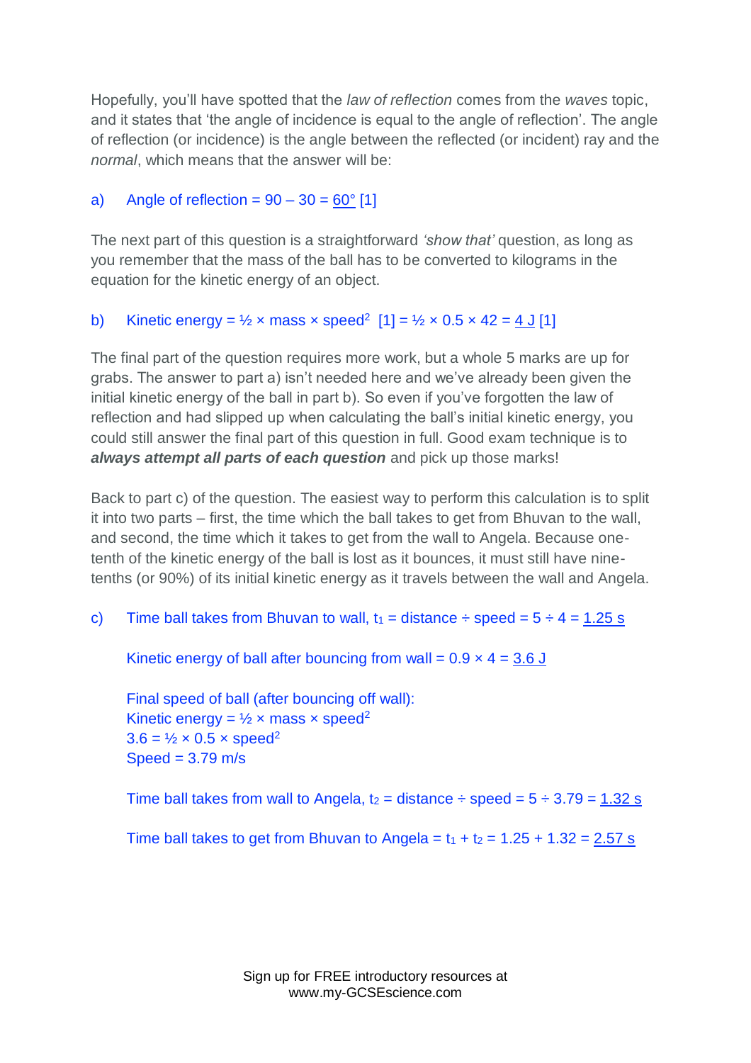Hopefully, you'll have spotted that the *law of reflection* comes from the *waves* topic, and it states that 'the angle of incidence is equal to the angle of reflection'. The angle of reflection (or incidence) is the angle between the reflected (or incident) ray and the *normal*, which means that the answer will be:

a) Angle of reflection = 90 – 30 = <u>60°</u> [1]

The next part of this question is a straightforward *'show that'* question, as long as you remember that the mass of the ball has to be converted to kilograms in the equation for the kinetic energy of an object.

b) Kinetic energy = ½ × mass × speed$^2$ [1] = ½ × 0.5 × 42 = <u>4 J</u> [1]

The final part of the question requires more work, but a whole 5 marks are up for grabs. The answer to part a) isn't needed here and we've already been given the initial kinetic energy of the ball in part b). So even if you've forgotten the law of reflection and had slipped up when calculating the ball's initial kinetic energy, you could still answer the final part of this question in full. Good exam technique is to ***always attempt all parts of each question*** and pick up those marks!

Back to part c) of the question. The easiest way to perform this calculation is to split it into two parts – first, the time which the ball takes to get from Bhuvan to the wall, and second, the time which it takes to get from the wall to Angela. Because one-tenth of the kinetic energy of the ball is lost as it bounces, it must still have nine-tenths (or 90%) of its initial kinetic energy as it travels between the wall and Angela.

c) Time ball takes from Bhuvan to wall, $t_1$ = distance ÷ speed = 5 ÷ 4 = <u>1.25 s</u>

Kinetic energy of ball after bouncing from wall = 0.9 × 4 = <u>3.6 J</u>

Final speed of ball (after bouncing off wall):
Kinetic energy = ½ × mass × speed$^2$
3.6 = ½ × 0.5 × speed$^2$
Speed = 3.79 m/s

Time ball takes from wall to Angela, $t_2$ = distance ÷ speed = 5 ÷ 3.79 = <u>1.32 s</u>

Time ball takes to get from Bhuvan to Angela = $t_1$ + $t_2$ = 1.25 + 1.32 = <u>2.57 s</u>

Sign up for FREE introductory resources at www.my-GCSEscience.com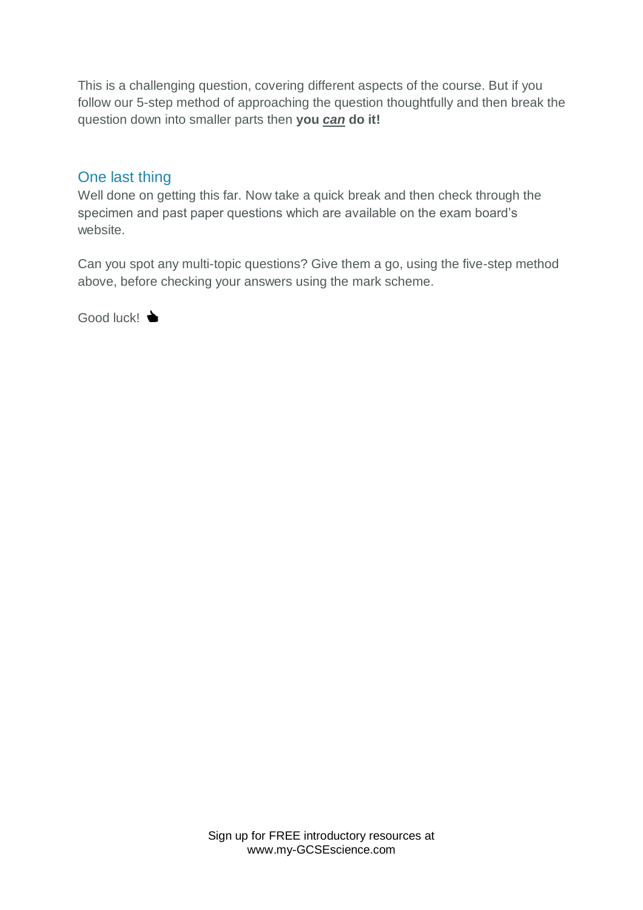This is a challenging question, covering different aspects of the course. But if you follow our 5-step method of approaching the question thoughtfully and then break the question down into smaller parts then **you *can* do it!**

## One last thing

Well done on getting this far. Now take a quick break and then check through the specimen and past paper questions which are available on the exam board's website.

Can you spot any multi-topic questions? Give them a go, using the five-step method above, before checking your answers using the mark scheme.

Good luck! 👍

Sign up for FREE introductory resources at www.my-GCSEscience.com